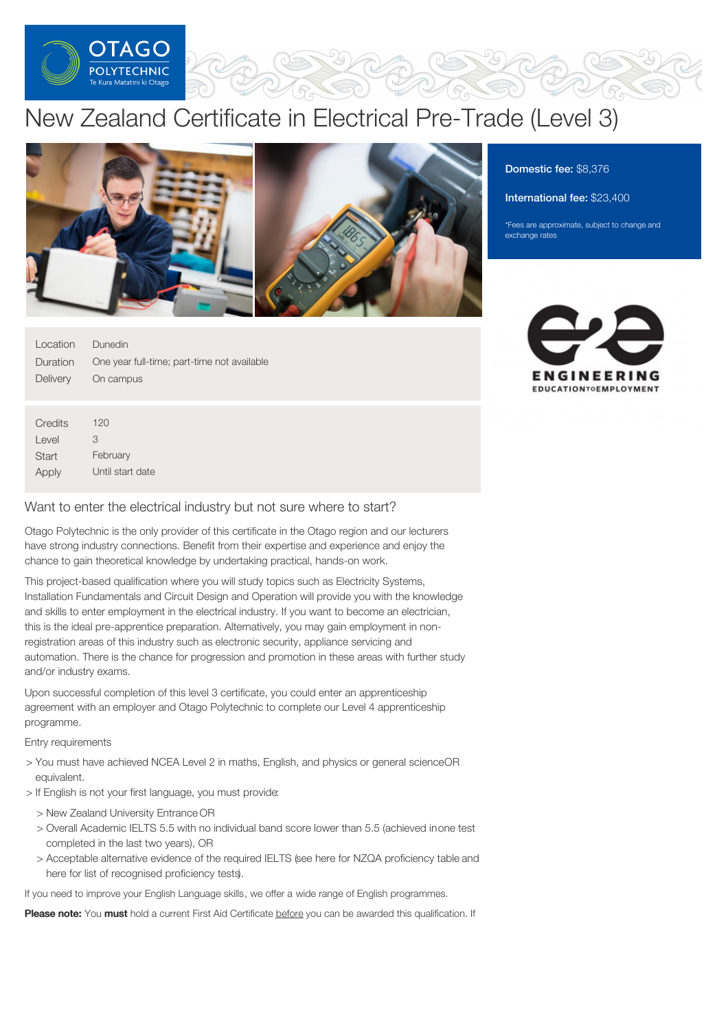# New Zealand Certificate in Electrical Pre-Trade (Level 3)

**Domestic fee:** $8,376

**International fee:** $23,400

*Fees are approximate, subject to change and exchange rates

| | |
|---|---|
| Location | Dunedin |
| Duration | One year full-time; part-time not available |
| Delivery | On campus |

| | |
|---|---|
| Credits | 120 |
| Level | 3 |
| Start | February |
| Apply | Until start date |

## Want to enter the electrical industry but not sure where to start?

Otago Polytechnic is the only provider of this certificate in the Otago region and our lecturers have strong industry connections. Benefit from their expertise and experience and enjoy the chance to gain theoretical knowledge by undertaking practical, hands-on work.

This project-based qualification where you will study topics such as Electricity Systems, Installation Fundamentals and Circuit Design and Operation will provide you with the knowledge and skills to enter employment in the electrical industry. If you want to become an electrician, this is the ideal pre-apprentice preparation. Alternatively, you may gain employment in non-registration areas of this industry such as electronic security, appliance servicing and automation. There is the chance for progression and promotion in these areas with further study and/or industry exams.

Upon successful completion of this level 3 certificate, you could enter an apprenticeship agreement with an employer and Otago Polytechnic to complete our Level 4 apprenticeship programme.

Entry requirements

- You must have achieved NCEA Level 2 in maths, English, and physics or general science OR equivalent.
- If English is not your first language, you must provide:
  - New Zealand University Entrance OR
  - Overall Academic IELTS 5.5 with no individual band score lower than 5.5 (achieved in one test completed in the last two years), OR
  - Acceptable alternative evidence of the required IELTS (see here for NZQA proficiency table and here for list of recognised proficiency tests).

If you need to improve your English Language skills, we offer a wide range of English programmes.

**Please note:** You **must** hold a current First Aid Certificate before you can be awarded this qualification. If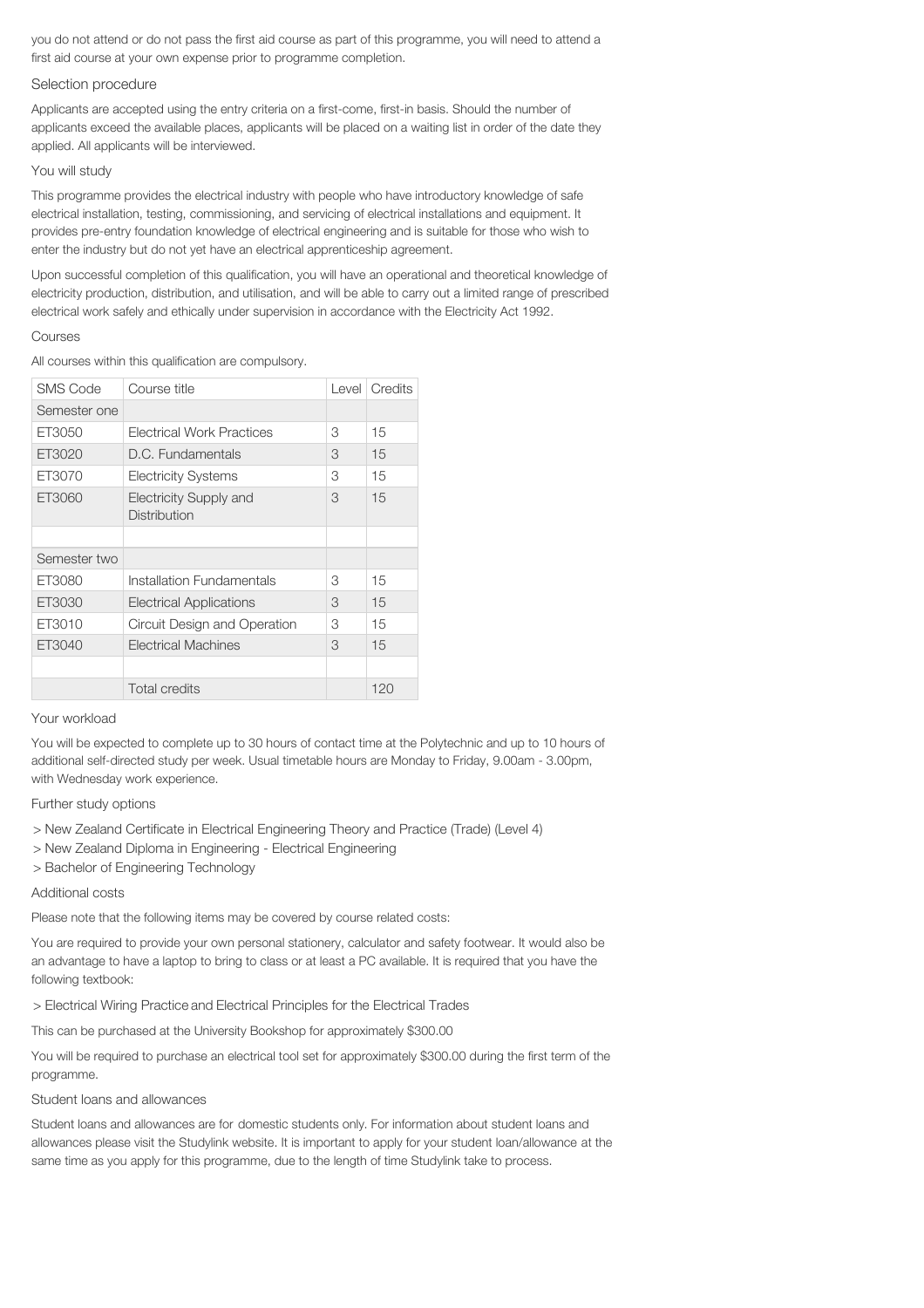you do not attend or do not pass the first aid course as part of this programme, you will need to attend a first aid course at your own expense prior to programme completion.

### Selection procedure

Applicants are accepted using the entry criteria on a first-come, first-in basis. Should the number of applicants exceed the available places, applicants will be placed on a waiting list in order of the date they applied. All applicants will be interviewed.

### You will study

This programme provides the electrical industry with people who have introductory knowledge of safe electrical installation, testing, commissioning, and servicing of electrical installations and equipment. It provides pre-entry foundation knowledge of electrical engineering and is suitable for those who wish to enter the industry but do not yet have an electrical apprenticeship agreement.

Upon successful completion of this qualification, you will have an operational and theoretical knowledge of electricity production, distribution, and utilisation, and will be able to carry out a limited range of prescribed electrical work safely and ethically under supervision in accordance with the Electricity Act 1992.

### Courses

All courses within this qualification are compulsory.

| SMS Code | Course title | Level | Credits |
|---|---|---|---|
| Semester one | | | |
| ET3050 | Electrical Work Practices | 3 | 15 |
| ET3020 | D.C. Fundamentals | 3 | 15 |
| ET3070 | Electricity Systems | 3 | 15 |
| ET3060 | Electricity Supply and Distribution | 3 | 15 |
| | | | |
| Semester two | | | |
| ET3080 | Installation Fundamentals | 3 | 15 |
| ET3030 | Electrical Applications | 3 | 15 |
| ET3010 | Circuit Design and Operation | 3 | 15 |
| ET3040 | Electrical Machines | 3 | 15 |
| | | | |
| | Total credits | | 120 |

### Your workload

You will be expected to complete up to 30 hours of contact time at the Polytechnic and up to 10 hours of additional self-directed study per week. Usual timetable hours are Monday to Friday, 9.00am - 3.00pm, with Wednesday work experience.

### Further study options

> New Zealand Certificate in Electrical Engineering Theory and Practice (Trade) (Level 4)

> New Zealand Diploma in Engineering - Electrical Engineering

> Bachelor of Engineering Technology

### Additional costs

Please note that the following items may be covered by course related costs:

You are required to provide your own personal stationery, calculator and safety footwear. It would also be an advantage to have a laptop to bring to class or at least a PC available. It is required that you have the following textbook:

> Electrical Wiring Practice and Electrical Principles for the Electrical Trades

This can be purchased at the University Bookshop for approximately $300.00

You will be required to purchase an electrical tool set for approximately $300.00 during the first term of the programme.

### Student loans and allowances

Student loans and allowances are for domestic students only. For information about student loans and allowances please visit the Studylink website. It is important to apply for your student loan/allowance at the same time as you apply for this programme, due to the length of time Studylink take to process.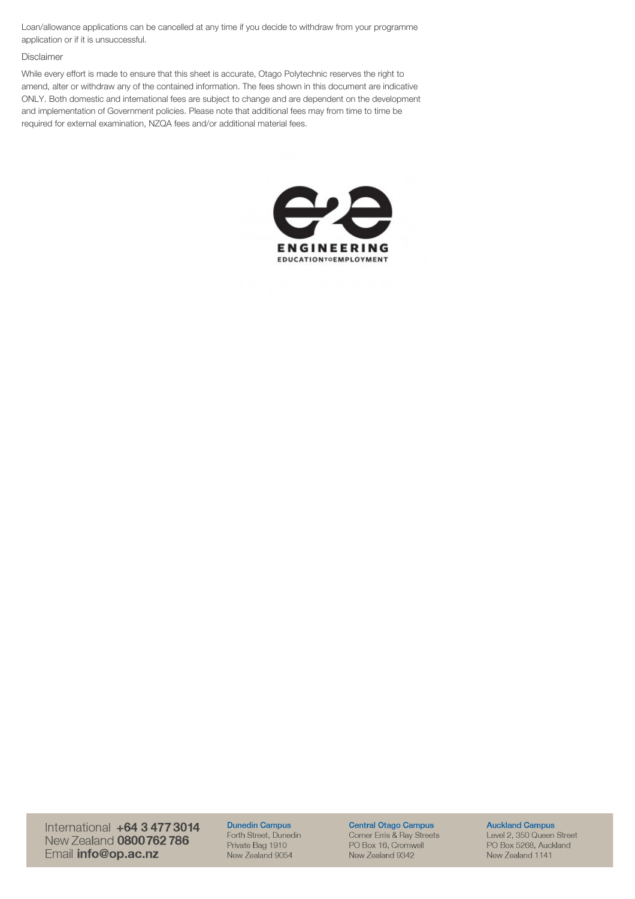Loan/allowance applications can be cancelled at any time if you decide to withdraw from your programme application or if it is unsuccessful.

Disclaimer

While every effort is made to ensure that this sheet is accurate, Otago Polytechnic reserves the right to amend, alter or withdraw any of the contained information. The fees shown in this document are indicative ONLY. Both domestic and international fees are subject to change and are dependent on the development and implementation of Government policies. Please note that additional fees may from time to time be required for external examination, NZQA fees and/or additional material fees.

International **+64 3 477 3014**
New Zealand **0800 762 786**
Email **info@op.ac.nz**

**Dunedin Campus**
Forth Street, Dunedin
Private Bag 1910
New Zealand 9054

**Central Otago Campus**
Corner Erris & Ray Streets
PO Box 16, Cromwell
New Zealand 9342

**Auckland Campus**
Level 2, 350 Queen Street
PO Box 5268, Auckland
New Zealand 1141